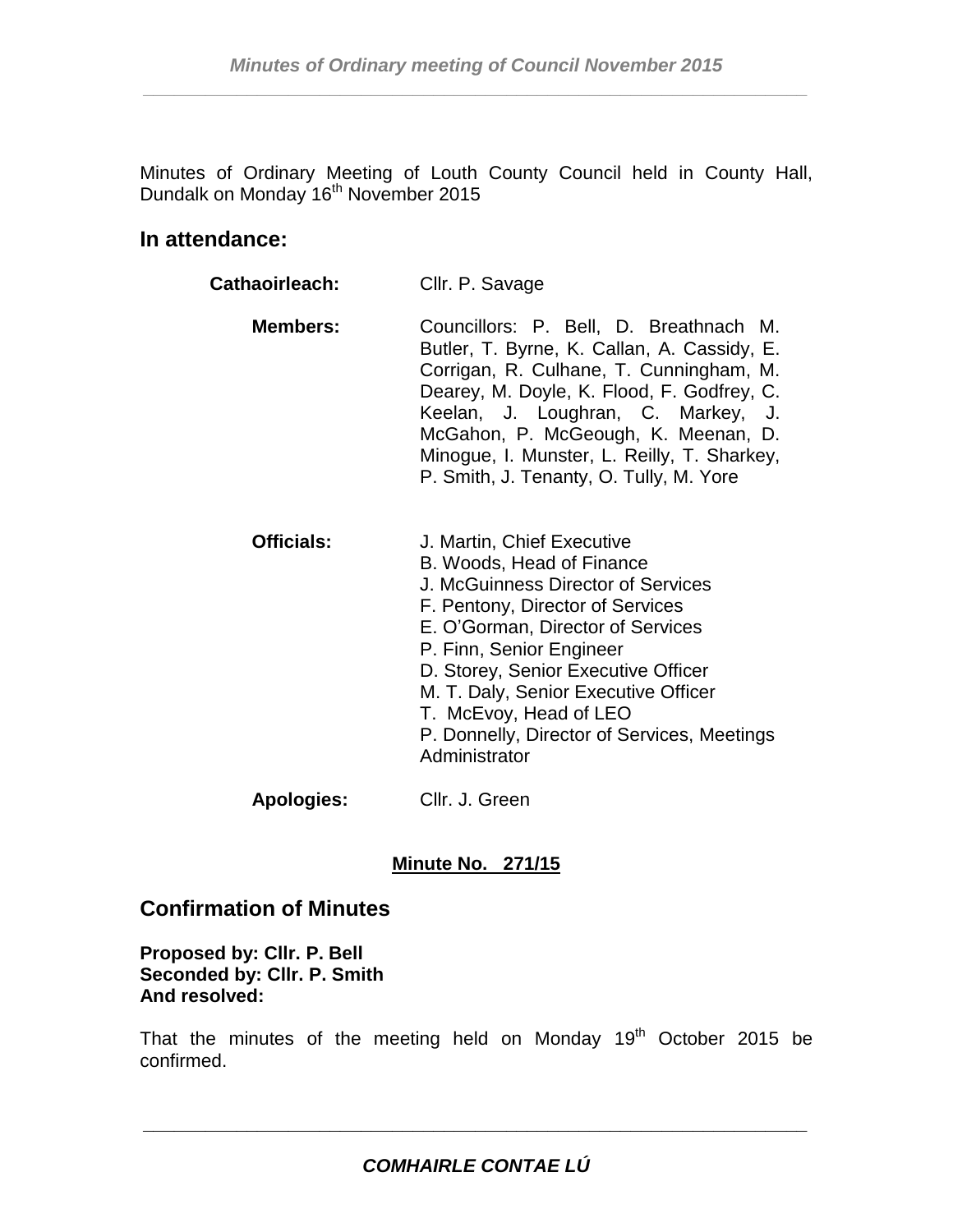Minutes of Ordinary Meeting of Louth County Council held in County Hall, Dundalk on Monday 16th November 2015

## In attendance:

| | |
|---|---|
| **Cathaoirleach:** | Cllr. P. Savage |
| **Members:** | Councillors: P. Bell, D. Breathnach M. Butler, T. Byrne, K. Callan, A. Cassidy, E. Corrigan, R. Culhane, T. Cunningham, M. Dearey, M. Doyle, K. Flood, F. Godfrey, C. Keelan, J. Loughran, C. Markey, J. McGahon, P. McGeough, K. Meenan, D. Minogue, I. Munster, L. Reilly, T. Sharkey, P. Smith, J. Tenanty, O. Tully, M. Yore |
| **Officials:** | J. Martin, Chief Executive<br>B. Woods, Head of Finance<br>J. McGuinness Director of Services<br>F. Pentony, Director of Services<br>E. O'Gorman, Director of Services<br>P. Finn, Senior Engineer<br>D. Storey, Senior Executive Officer<br>M. T. Daly, Senior Executive Officer<br>T. McEvoy, Head of LEO<br>P. Donnelly, Director of Services, Meetings Administrator |
| **Apologies:** | Cllr. J. Green |

**Minute No. 271/15**

## Confirmation of Minutes

**Proposed by: Cllr. P. Bell**
**Seconded by: Cllr. P. Smith**
**And resolved:**

That the minutes of the meeting held on Monday 19th October 2015 be confirmed.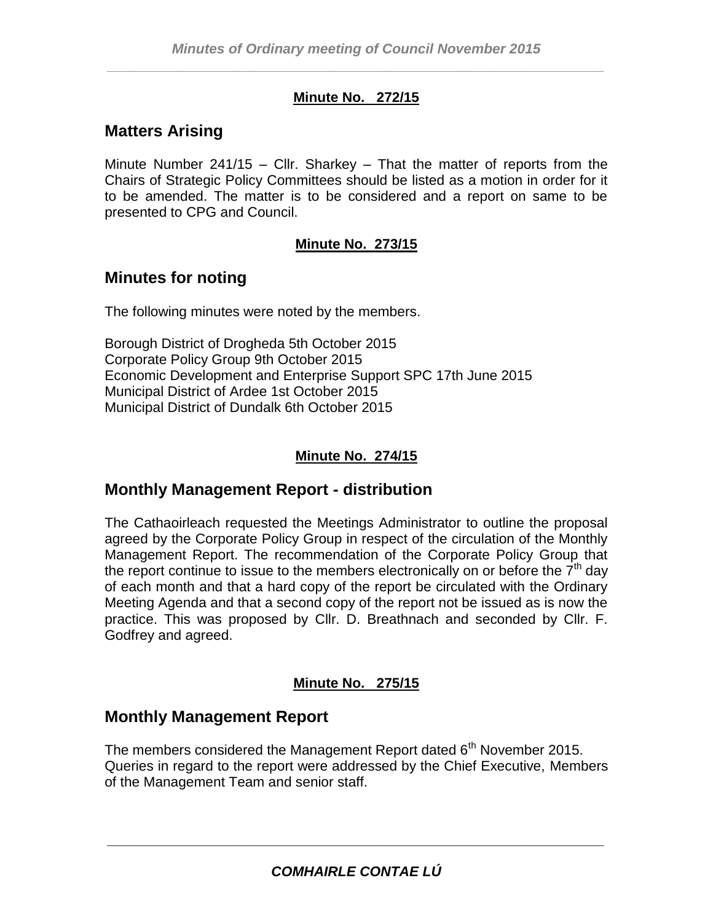**Minute No. 272/15**

## Matters Arising

Minute Number 241/15 – Cllr. Sharkey – That the matter of reports from the Chairs of Strategic Policy Committees should be listed as a motion in order for it to be amended. The matter is to be considered and a report on same to be presented to CPG and Council.

**Minute No. 273/15**

## Minutes for noting

The following minutes were noted by the members.

Borough District of Drogheda 5th October 2015
Corporate Policy Group 9th October 2015
Economic Development and Enterprise Support SPC 17th June 2015
Municipal District of Ardee 1st October 2015
Municipal District of Dundalk 6th October 2015

**Minute No. 274/15**

## Monthly Management Report - distribution

The Cathaoirleach requested the Meetings Administrator to outline the proposal agreed by the Corporate Policy Group in respect of the circulation of the Monthly Management Report. The recommendation of the Corporate Policy Group that the report continue to issue to the members electronically on or before the 7th day of each month and that a hard copy of the report be circulated with the Ordinary Meeting Agenda and that a second copy of the report not be issued as is now the practice. This was proposed by Cllr. D. Breathnach and seconded by Cllr. F. Godfrey and agreed.

**Minute No. 275/15**

## Monthly Management Report

The members considered the Management Report dated 6th November 2015. Queries in regard to the report were addressed by the Chief Executive, Members of the Management Team and senior staff.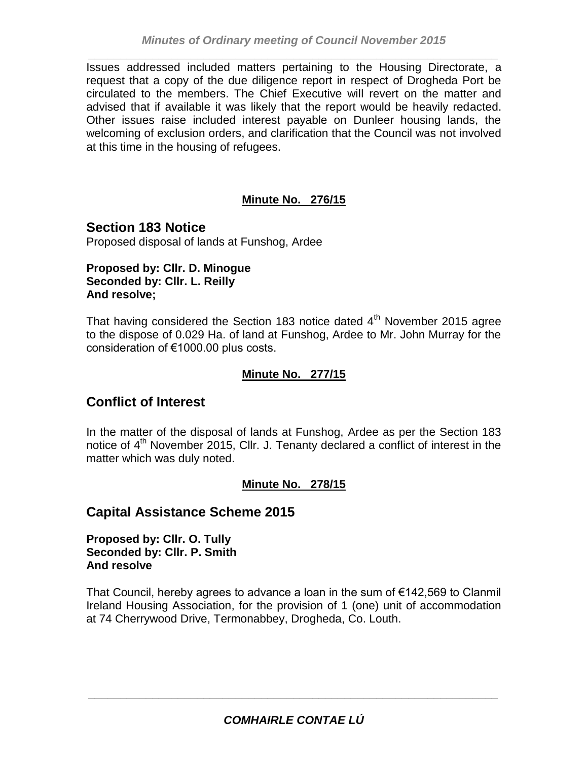Issues addressed included matters pertaining to the Housing Directorate, a request that a copy of the due diligence report in respect of Drogheda Port be circulated to the members. The Chief Executive will revert on the matter and advised that if available it was likely that the report would be heavily redacted. Other issues raise included interest payable on Dunleer housing lands, the welcoming of exclusion orders, and clarification that the Council was not involved at this time in the housing of refugees.

**Minute No. 276/15**

## Section 183 Notice

Proposed disposal of lands at Funshog, Ardee

**Proposed by: Cllr. D. Minogue**
**Seconded by: Cllr. L. Reilly**
**And resolve;**

That having considered the Section 183 notice dated 4th November 2015 agree to the dispose of 0.029 Ha. of land at Funshog, Ardee to Mr. John Murray for the consideration of €1000.00 plus costs.

**Minute No. 277/15**

## Conflict of Interest

In the matter of the disposal of lands at Funshog, Ardee as per the Section 183 notice of 4th November 2015, Cllr. J. Tenanty declared a conflict of interest in the matter which was duly noted.

**Minute No. 278/15**

## Capital Assistance Scheme 2015

**Proposed by: Cllr. O. Tully**
**Seconded by: Cllr. P. Smith**
**And resolve**

That Council, hereby agrees to advance a loan in the sum of €142,569 to Clanmil Ireland Housing Association, for the provision of 1 (one) unit of accommodation at 74 Cherrywood Drive, Termonabbey, Drogheda, Co. Louth.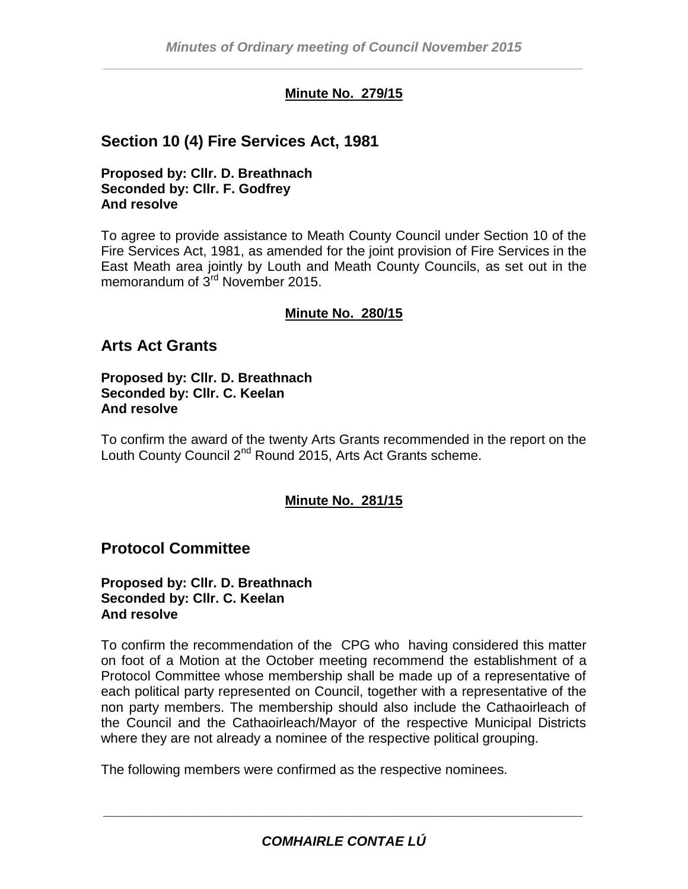**Minute No. 279/15**

## Section 10 (4) Fire Services Act, 1981

**Proposed by: Cllr. D. Breathnach**
**Seconded by: Cllr. F. Godfrey**
**And resolve**

To agree to provide assistance to Meath County Council under Section 10 of the Fire Services Act, 1981, as amended for the joint provision of Fire Services in the East Meath area jointly by Louth and Meath County Councils, as set out in the memorandum of 3rd November 2015.

**Minute No. 280/15**

## Arts Act Grants

**Proposed by: Cllr. D. Breathnach**
**Seconded by: Cllr. C. Keelan**
**And resolve**

To confirm the award of the twenty Arts Grants recommended in the report on the Louth County Council 2nd Round 2015, Arts Act Grants scheme.

**Minute No. 281/15**

## Protocol Committee

**Proposed by: Cllr. D. Breathnach**
**Seconded by: Cllr. C. Keelan**
**And resolve**

To confirm the recommendation of the CPG who having considered this matter on foot of a Motion at the October meeting recommend the establishment of a Protocol Committee whose membership shall be made up of a representative of each political party represented on Council, together with a representative of the non party members. The membership should also include the Cathaoirleach of the Council and the Cathaoirleach/Mayor of the respective Municipal Districts where they are not already a nominee of the respective political grouping.

The following members were confirmed as the respective nominees.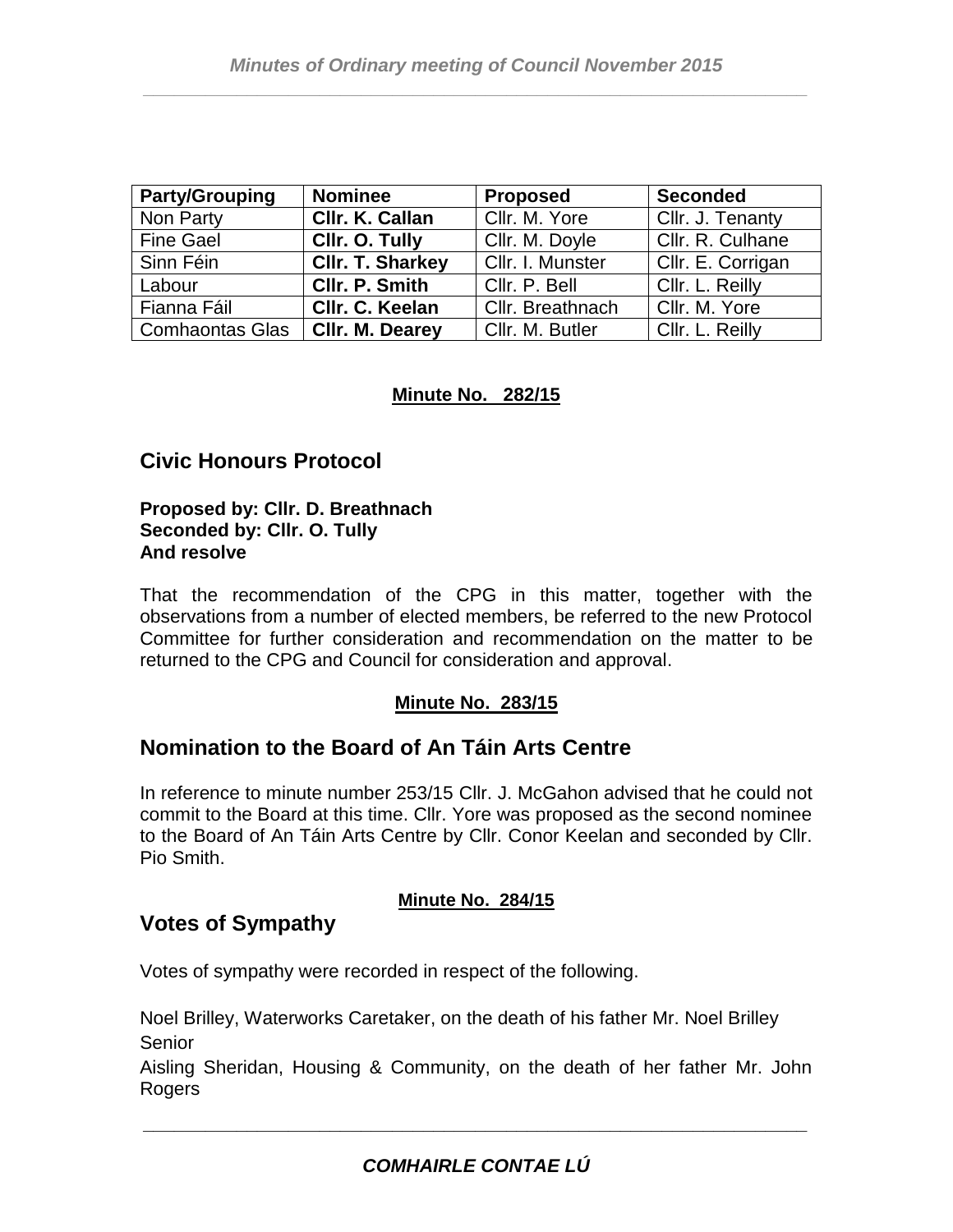| Party/Grouping | Nominee | Proposed | Seconded |
|---|---|---|---|
| Non Party | **Cllr. K. Callan** | Cllr. M. Yore | Cllr. J. Tenanty |
| Fine Gael | **Cllr. O. Tully** | Cllr. M. Doyle | Cllr. R. Culhane |
| Sinn Féin | **Cllr. T. Sharkey** | Cllr. I. Munster | Cllr. E. Corrigan |
| Labour | **Cllr. P. Smith** | Cllr. P. Bell | Cllr. L. Reilly |
| Fianna Fáil | **Cllr. C. Keelan** | Cllr. Breathnach | Cllr. M. Yore |
| Comhaontas Glas | **Cllr. M. Dearey** | Cllr. M. Butler | Cllr. L. Reilly |

**Minute No. 282/15**

## Civic Honours Protocol

**Proposed by: Cllr. D. Breathnach**
**Seconded by: Cllr. O. Tully**
**And resolve**

That the recommendation of the CPG in this matter, together with the observations from a number of elected members, be referred to the new Protocol Committee for further consideration and recommendation on the matter to be returned to the CPG and Council for consideration and approval.

**Minute No. 283/15**

## Nomination to the Board of An Táin Arts Centre

In reference to minute number 253/15 Cllr. J. McGahon advised that he could not commit to the Board at this time. Cllr. Yore was proposed as the second nominee to the Board of An Táin Arts Centre by Cllr. Conor Keelan and seconded by Cllr. Pio Smith.

**Minute No. 284/15**

## Votes of Sympathy

Votes of sympathy were recorded in respect of the following.

Noel Brilley, Waterworks Caretaker, on the death of his father Mr. Noel Brilley Senior

Aisling Sheridan, Housing & Community, on the death of her father Mr. John Rogers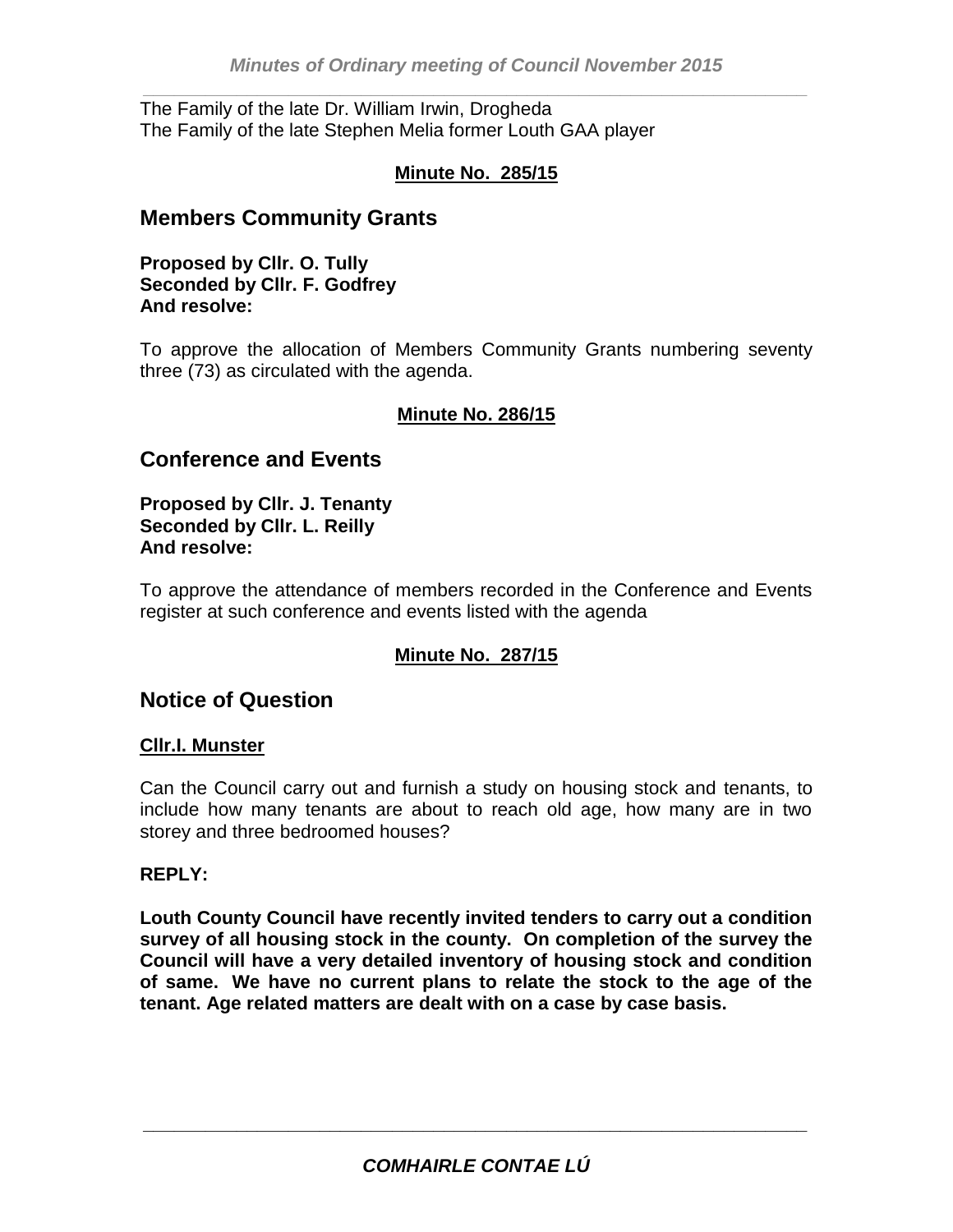The Family of the late Dr. William Irwin, Drogheda
The Family of the late Stephen Melia former Louth GAA player

**Minute No. 285/15**

## Members Community Grants

**Proposed by Cllr. O. Tully**
**Seconded by Cllr. F. Godfrey**
**And resolve:**

To approve the allocation of Members Community Grants numbering seventy three (73) as circulated with the agenda.

**Minute No. 286/15**

## Conference and Events

**Proposed by Cllr. J. Tenanty**
**Seconded by Cllr. L. Reilly**
**And resolve:**

To approve the attendance of members recorded in the Conference and Events register at such conference and events listed with the agenda

**Minute No. 287/15**

## Notice of Question

**Cllr.I. Munster**

Can the Council carry out and furnish a study on housing stock and tenants, to include how many tenants are about to reach old age, how many are in two storey and three bedroomed houses?

**REPLY:**

**Louth County Council have recently invited tenders to carry out a condition survey of all housing stock in the county. On completion of the survey the Council will have a very detailed inventory of housing stock and condition of same. We have no current plans to relate the stock to the age of the tenant. Age related matters are dealt with on a case by case basis.**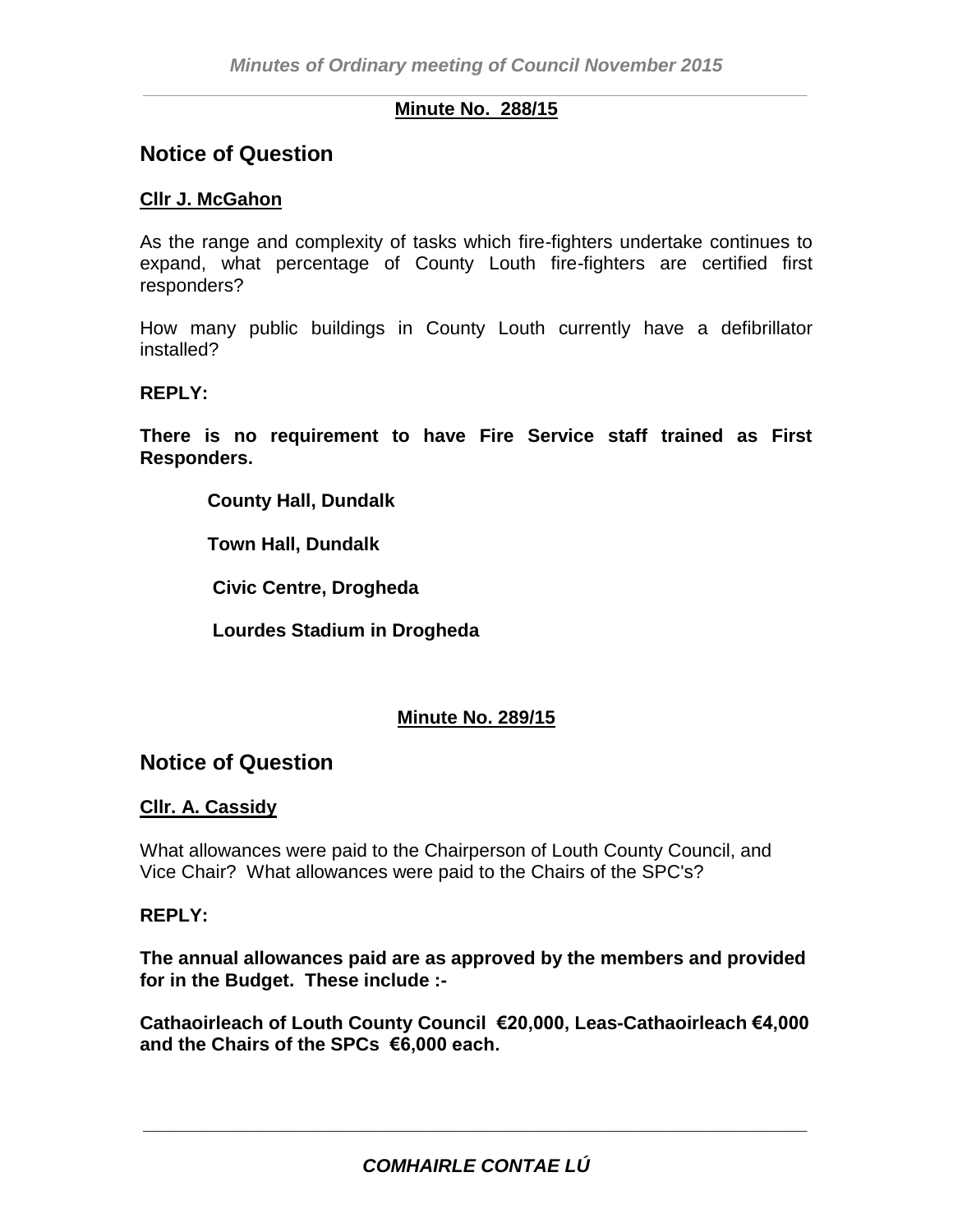**Minute No. 288/15**

## Notice of Question

**Cllr J. McGahon**

As the range and complexity of tasks which fire-fighters undertake continues to expand, what percentage of County Louth fire-fighters are certified first responders?

How many public buildings in County Louth currently have a defibrillator installed?

**REPLY:**

**There is no requirement to have Fire Service staff trained as First Responders.**

**County Hall, Dundalk**

**Town Hall, Dundalk**

**Civic Centre, Drogheda**

**Lourdes Stadium in Drogheda**

**Minute No. 289/15**

## Notice of Question

**Cllr. A. Cassidy**

What allowances were paid to the Chairperson of Louth County Council, and Vice Chair? What allowances were paid to the Chairs of the SPC's?

**REPLY:**

**The annual allowances paid are as approved by the members and provided for in the Budget. These include :-**

**Cathaoirleach of Louth County Council €20,000, Leas-Cathaoirleach €4,000 and the Chairs of the SPCs €6,000 each.**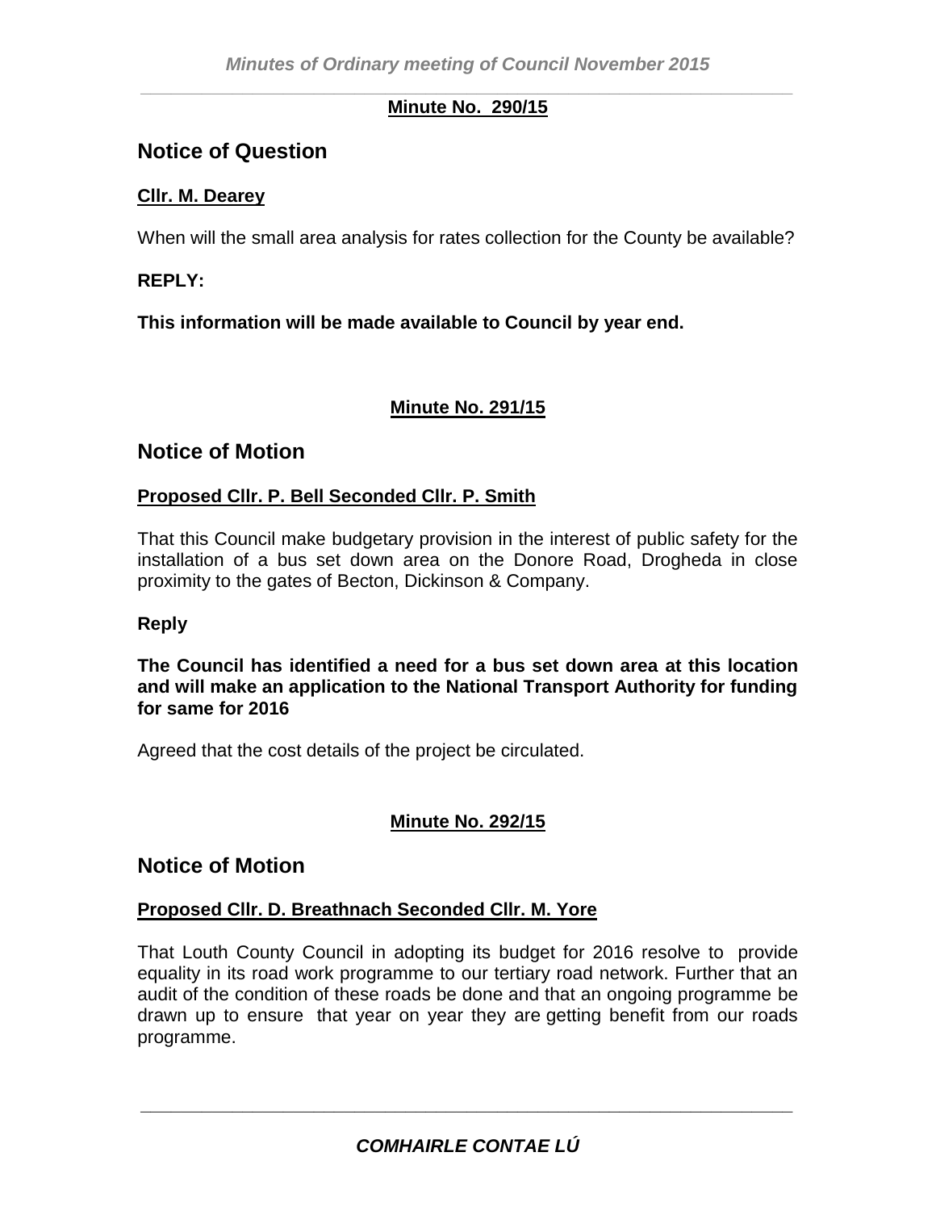**Minute No. 290/15**

## Notice of Question

**Cllr. M. Dearey**

When will the small area analysis for rates collection for the County be available?

**REPLY:**

**This information will be made available to Council by year end.**

**Minute No. 291/15**

## Notice of Motion

**Proposed Cllr. P. Bell Seconded Cllr. P. Smith**

That this Council make budgetary provision in the interest of public safety for the installation of a bus set down area on the Donore Road, Drogheda in close proximity to the gates of Becton, Dickinson & Company.

**Reply**

**The Council has identified a need for a bus set down area at this location and will make an application to the National Transport Authority for funding for same for 2016**

Agreed that the cost details of the project be circulated.

**Minute No. 292/15**

## Notice of Motion

**Proposed Cllr. D. Breathnach Seconded Cllr. M. Yore**

That Louth County Council in adopting its budget for 2016 resolve to provide equality in its road work programme to our tertiary road network. Further that an audit of the condition of these roads be done and that an ongoing programme be drawn up to ensure that year on year they are getting benefit from our roads programme.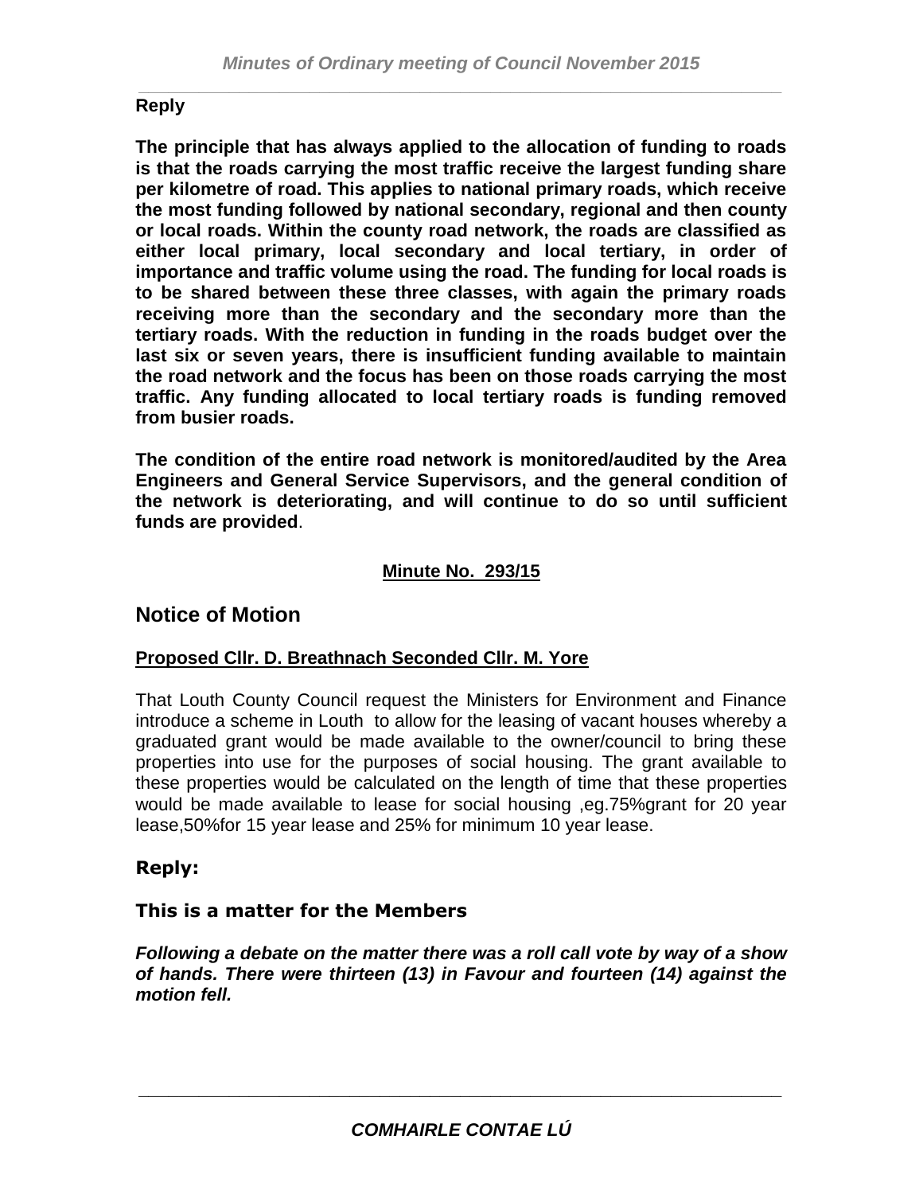**Reply**

**The principle that has always applied to the allocation of funding to roads is that the roads carrying the most traffic receive the largest funding share per kilometre of road. This applies to national primary roads, which receive the most funding followed by national secondary, regional and then county or local roads. Within the county road network, the roads are classified as either local primary, local secondary and local tertiary, in order of importance and traffic volume using the road. The funding for local roads is to be shared between these three classes, with again the primary roads receiving more than the secondary and the secondary more than the tertiary roads. With the reduction in funding in the roads budget over the last six or seven years, there is insufficient funding available to maintain the road network and the focus has been on those roads carrying the most traffic. Any funding allocated to local tertiary roads is funding removed from busier roads.**

**The condition of the entire road network is monitored/audited by the Area Engineers and General Service Supervisors, and the general condition of the network is deteriorating, and will continue to do so until sufficient funds are provided**.

**Minute No. 293/15**

## Notice of Motion

**Proposed Cllr. D. Breathnach Seconded Cllr. M. Yore**

That Louth County Council request the Ministers for Environment and Finance introduce a scheme in Louth to allow for the leasing of vacant houses whereby a graduated grant would be made available to the owner/council to bring these properties into use for the purposes of social housing. The grant available to these properties would be calculated on the length of time that these properties would be made available to lease for social housing ,eg.75%grant for 20 year lease,50%for 15 year lease and 25% for minimum 10 year lease.

**Reply:**

**This is a matter for the Members**

***Following a debate on the matter there was a roll call vote by way of a show of hands. There were thirteen (13) in Favour and fourteen (14) against the motion fell.***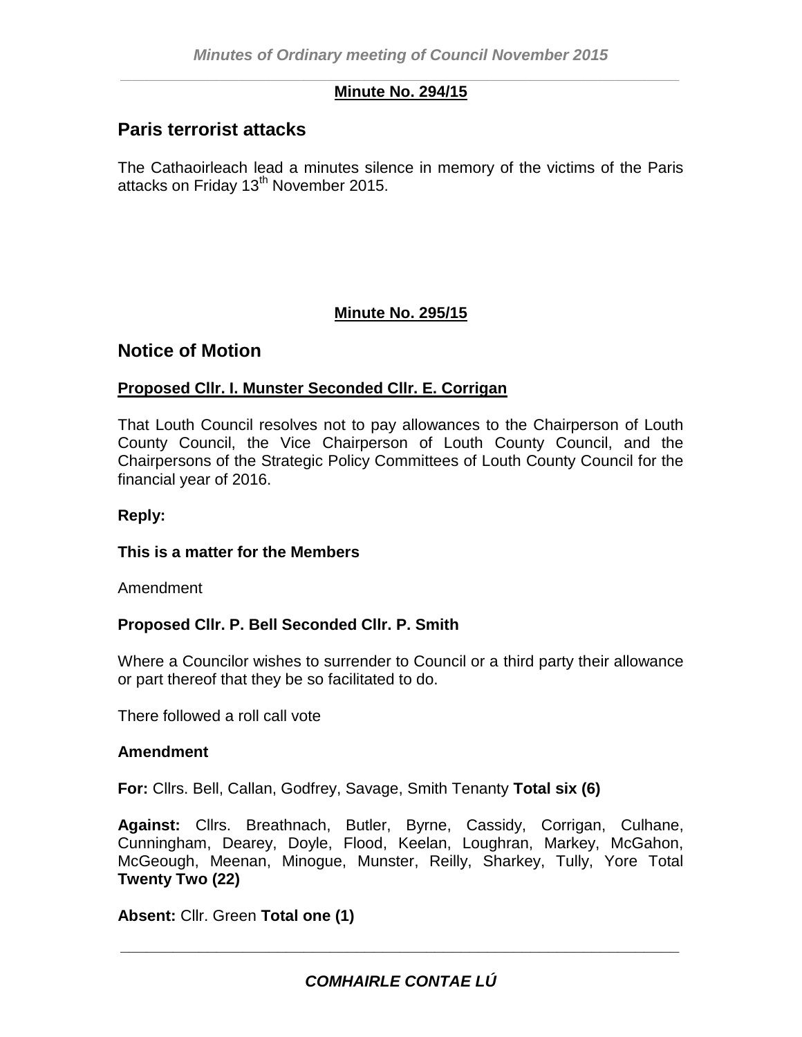**Minute No. 294/15**

## Paris terrorist attacks

The Cathaoirleach lead a minutes silence in memory of the victims of the Paris attacks on Friday 13th November 2015.

**Minute No. 295/15**

## Notice of Motion

**Proposed Cllr. I. Munster Seconded Cllr. E. Corrigan**

That Louth Council resolves not to pay allowances to the Chairperson of Louth County Council, the Vice Chairperson of Louth County Council, and the Chairpersons of the Strategic Policy Committees of Louth County Council for the financial year of 2016.

**Reply:**

**This is a matter for the Members**

Amendment

**Proposed Cllr. P. Bell Seconded Cllr. P. Smith**

Where a Councilor wishes to surrender to Council or a third party their allowance or part thereof that they be so facilitated to do.

There followed a roll call vote

**Amendment**

**For:** Cllrs. Bell, Callan, Godfrey, Savage, Smith Tenanty **Total six (6)**

**Against:** Cllrs. Breathnach, Butler, Byrne, Cassidy, Corrigan, Culhane, Cunningham, Dearey, Doyle, Flood, Keelan, Loughran, Markey, McGahon, McGeough, Meenan, Minogue, Munster, Reilly, Sharkey, Tully, Yore Total **Twenty Two (22)**

**Absent:** Cllr. Green **Total one (1)**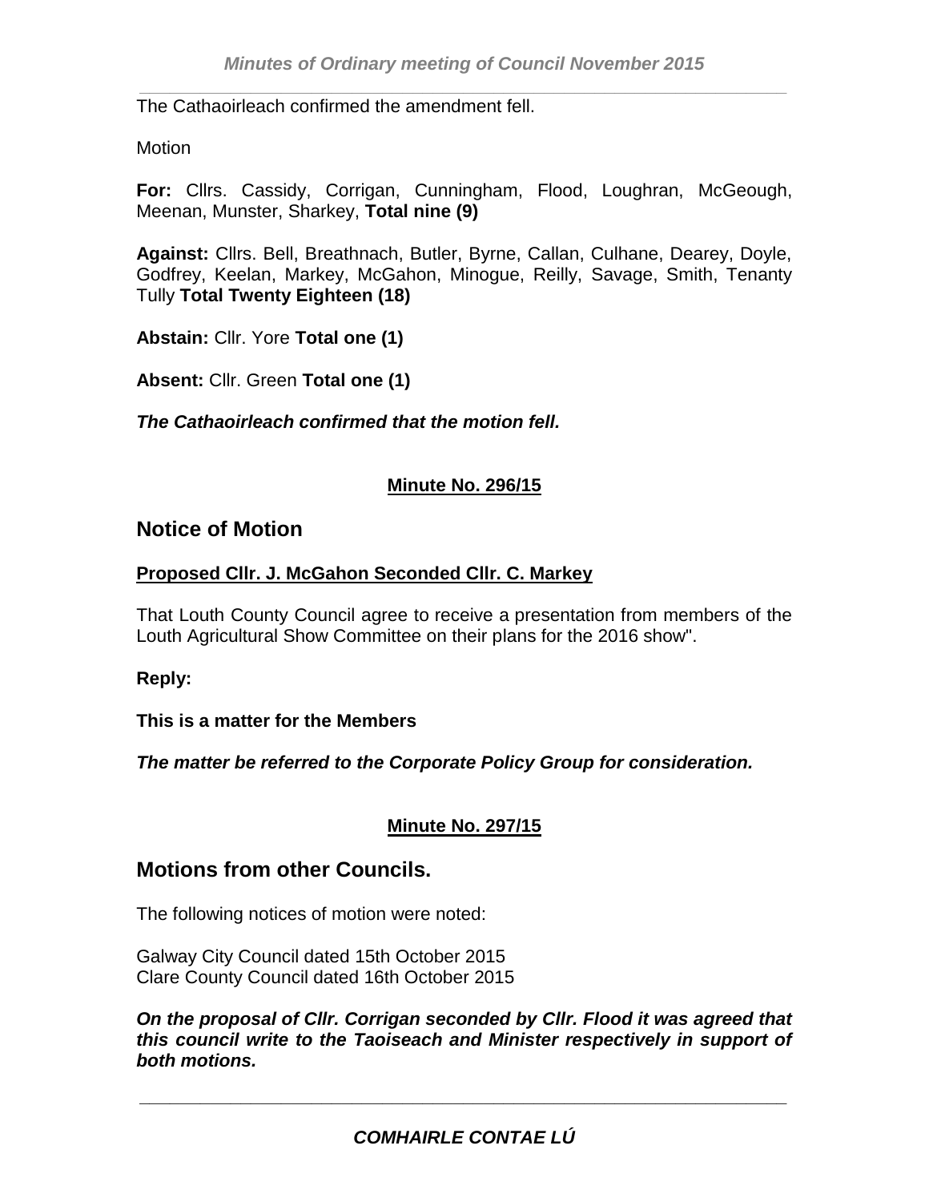The Cathaoirleach confirmed the amendment fell.

Motion

**For:** Cllrs. Cassidy, Corrigan, Cunningham, Flood, Loughran, McGeough, Meenan, Munster, Sharkey, **Total nine (9)**

**Against:** Cllrs. Bell, Breathnach, Butler, Byrne, Callan, Culhane, Dearey, Doyle, Godfrey, Keelan, Markey, McGahon, Minogue, Reilly, Savage, Smith, Tenanty Tully **Total Twenty Eighteen (18)**

**Abstain:** Cllr. Yore **Total one (1)**

**Absent:** Cllr. Green **Total one (1)**

***The Cathaoirleach confirmed that the motion fell.***

**Minute No. 296/15**

## Notice of Motion

**Proposed Cllr. J. McGahon Seconded Cllr. C. Markey**

That Louth County Council agree to receive a presentation from members of the Louth Agricultural Show Committee on their plans for the 2016 show".

**Reply:**

**This is a matter for the Members**

***The matter be referred to the Corporate Policy Group for consideration.***

**Minute No. 297/15**

## Motions from other Councils.

The following notices of motion were noted:

Galway City Council dated 15th October 2015
Clare County Council dated 16th October 2015

***On the proposal of Cllr. Corrigan seconded by Cllr. Flood it was agreed that this council write to the Taoiseach and Minister respectively in support of both motions.***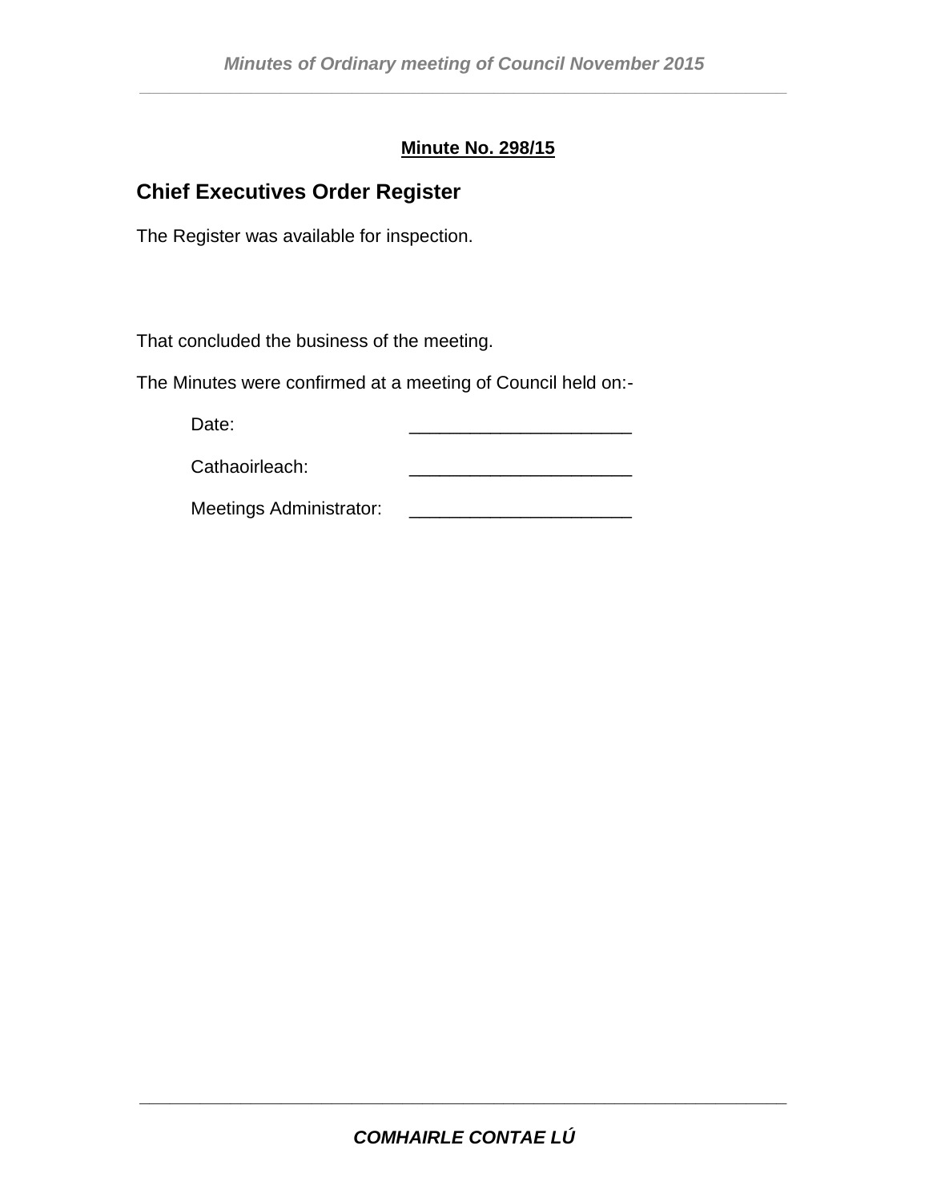**Minute No. 298/15**

## Chief Executives Order Register

The Register was available for inspection.

That concluded the business of the meeting.

The Minutes were confirmed at a meeting of Council held on:-

Date: ______________________

Cathaoirleach: ______________________

Meetings Administrator: ______________________